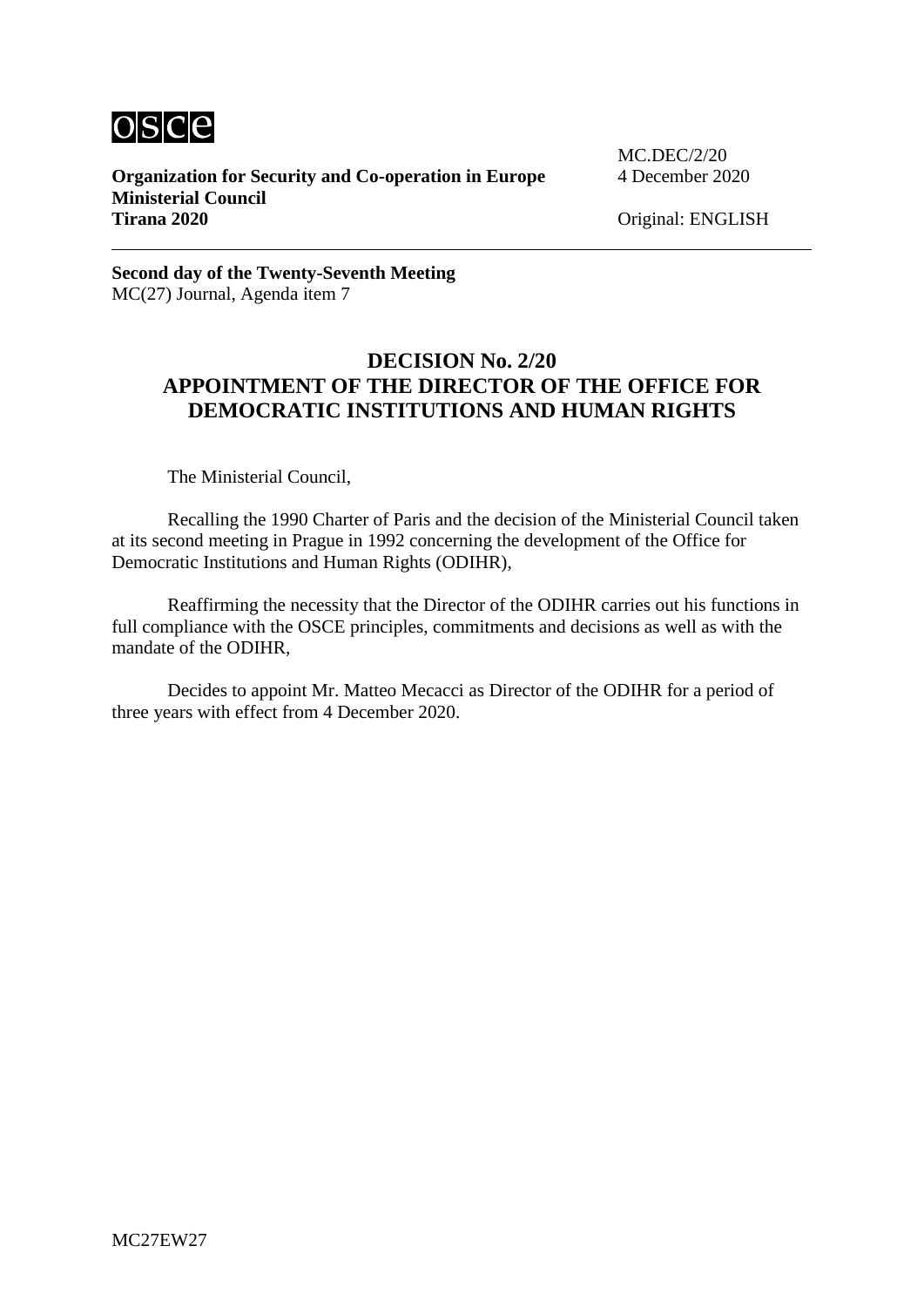**Organization for Security and Co-operation in Europe**
**Ministerial Council**
**Tirana 2020**

MC.DEC/2/20
4 December 2020

Original: ENGLISH

---

**Second day of the Twenty-Seventh Meeting**
MC(27) Journal, Agenda item 7

## DECISION No. 2/20
## APPOINTMENT OF THE DIRECTOR OF THE OFFICE FOR DEMOCRATIC INSTITUTIONS AND HUMAN RIGHTS

The Ministerial Council,

Recalling the 1990 Charter of Paris and the decision of the Ministerial Council taken at its second meeting in Prague in 1992 concerning the development of the Office for Democratic Institutions and Human Rights (ODIHR),

Reaffirming the necessity that the Director of the ODIHR carries out his functions in full compliance with the OSCE principles, commitments and decisions as well as with the mandate of the ODIHR,

Decides to appoint Mr. Matteo Mecacci as Director of the ODIHR for a period of three years with effect from 4 December 2020.

MC27EW27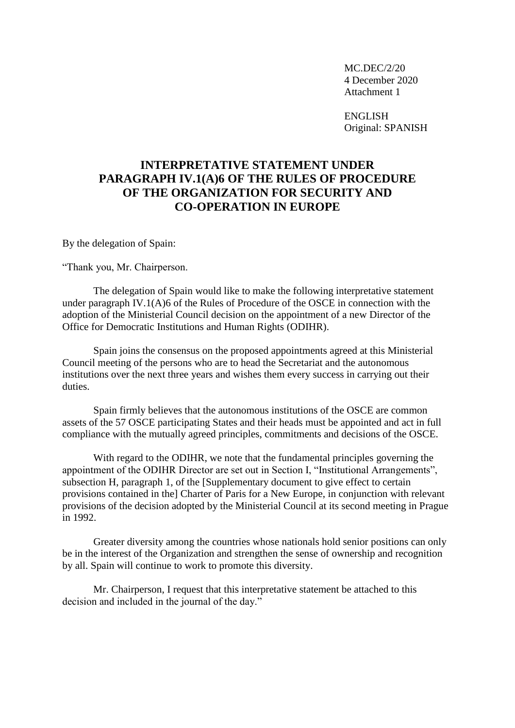MC.DEC/2/20
4 December 2020
Attachment 1

ENGLISH
Original: SPANISH

# INTERPRETATIVE STATEMENT UNDER PARAGRAPH IV.1(A)6 OF THE RULES OF PROCEDURE OF THE ORGANIZATION FOR SECURITY AND CO-OPERATION IN EUROPE

By the delegation of Spain:

"Thank you, Mr. Chairperson.

The delegation of Spain would like to make the following interpretative statement under paragraph IV.1(A)6 of the Rules of Procedure of the OSCE in connection with the adoption of the Ministerial Council decision on the appointment of a new Director of the Office for Democratic Institutions and Human Rights (ODIHR).

Spain joins the consensus on the proposed appointments agreed at this Ministerial Council meeting of the persons who are to head the Secretariat and the autonomous institutions over the next three years and wishes them every success in carrying out their duties.

Spain firmly believes that the autonomous institutions of the OSCE are common assets of the 57 OSCE participating States and their heads must be appointed and act in full compliance with the mutually agreed principles, commitments and decisions of the OSCE.

With regard to the ODIHR, we note that the fundamental principles governing the appointment of the ODIHR Director are set out in Section I, "Institutional Arrangements", subsection H, paragraph 1, of the [Supplementary document to give effect to certain provisions contained in the] Charter of Paris for a New Europe, in conjunction with relevant provisions of the decision adopted by the Ministerial Council at its second meeting in Prague in 1992.

Greater diversity among the countries whose nationals hold senior positions can only be in the interest of the Organization and strengthen the sense of ownership and recognition by all. Spain will continue to work to promote this diversity.

Mr. Chairperson, I request that this interpretative statement be attached to this decision and included in the journal of the day."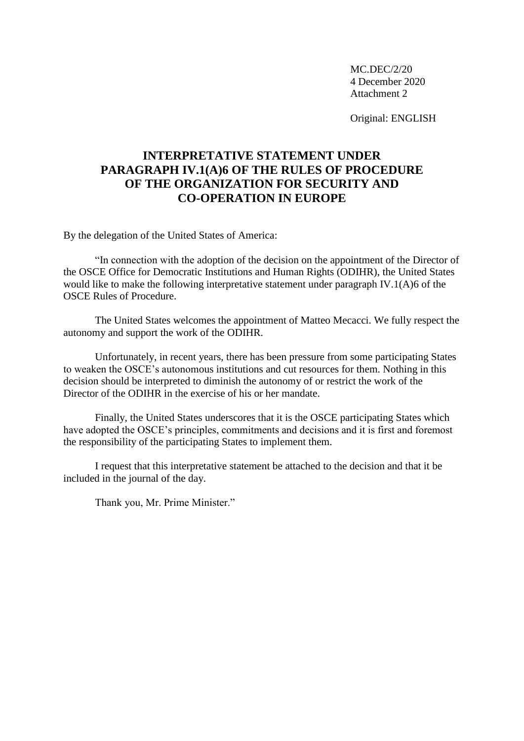MC.DEC/2/20
4 December 2020
Attachment 2

Original: ENGLISH

# INTERPRETATIVE STATEMENT UNDER PARAGRAPH IV.1(A)6 OF THE RULES OF PROCEDURE OF THE ORGANIZATION FOR SECURITY AND CO-OPERATION IN EUROPE

By the delegation of the United States of America:

"In connection with the adoption of the decision on the appointment of the Director of the OSCE Office for Democratic Institutions and Human Rights (ODIHR), the United States would like to make the following interpretative statement under paragraph IV.1(A)6 of the OSCE Rules of Procedure.

The United States welcomes the appointment of Matteo Mecacci. We fully respect the autonomy and support the work of the ODIHR.

Unfortunately, in recent years, there has been pressure from some participating States to weaken the OSCE's autonomous institutions and cut resources for them. Nothing in this decision should be interpreted to diminish the autonomy of or restrict the work of the Director of the ODIHR in the exercise of his or her mandate.

Finally, the United States underscores that it is the OSCE participating States which have adopted the OSCE's principles, commitments and decisions and it is first and foremost the responsibility of the participating States to implement them.

I request that this interpretative statement be attached to the decision and that it be included in the journal of the day.

Thank you, Mr. Prime Minister."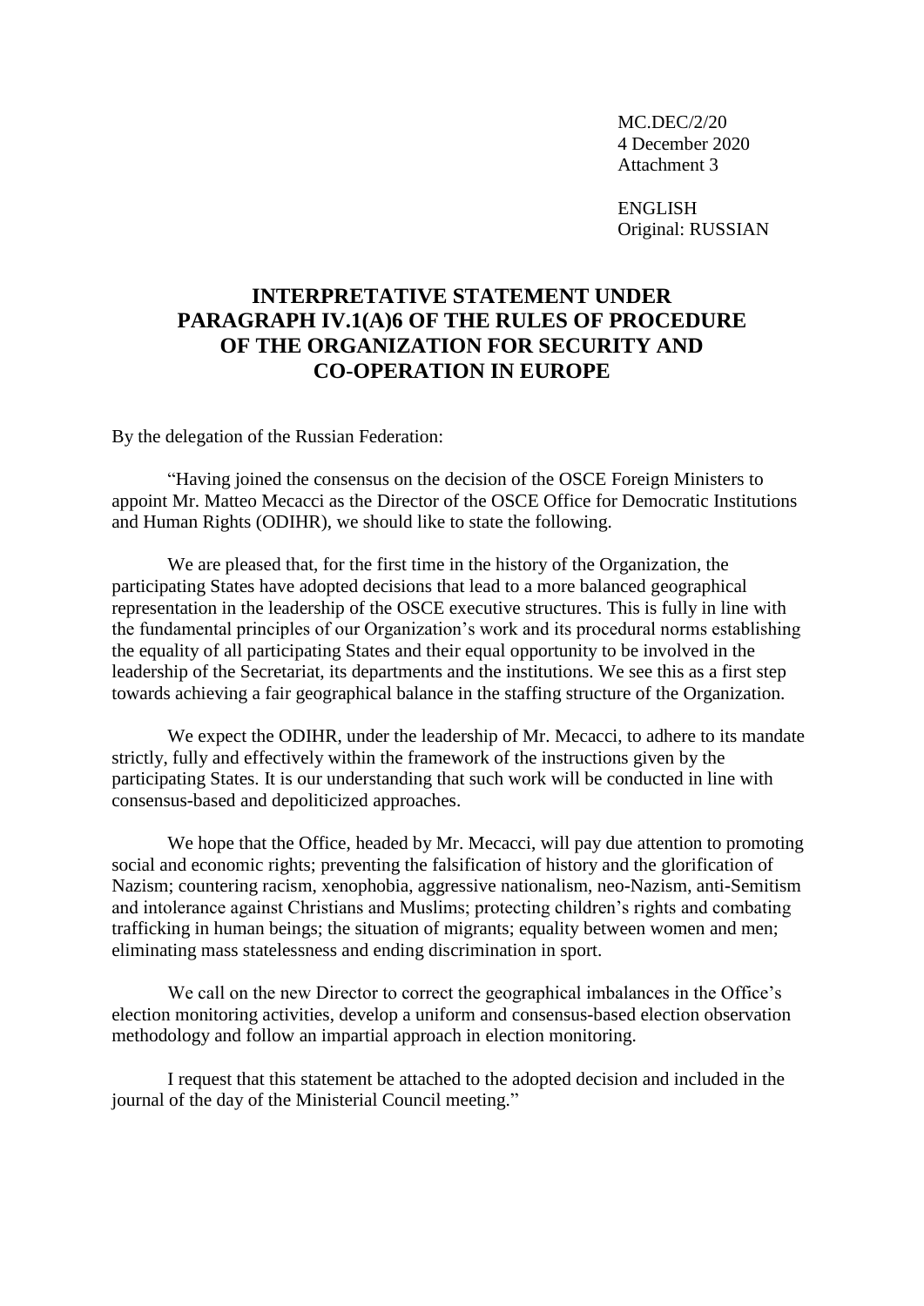MC.DEC/2/20
4 December 2020
Attachment 3

ENGLISH
Original: RUSSIAN

# INTERPRETATIVE STATEMENT UNDER PARAGRAPH IV.1(A)6 OF THE RULES OF PROCEDURE OF THE ORGANIZATION FOR SECURITY AND CO-OPERATION IN EUROPE

By the delegation of the Russian Federation:

"Having joined the consensus on the decision of the OSCE Foreign Ministers to appoint Mr. Matteo Mecacci as the Director of the OSCE Office for Democratic Institutions and Human Rights (ODIHR), we should like to state the following.

We are pleased that, for the first time in the history of the Organization, the participating States have adopted decisions that lead to a more balanced geographical representation in the leadership of the OSCE executive structures. This is fully in line with the fundamental principles of our Organization's work and its procedural norms establishing the equality of all participating States and their equal opportunity to be involved in the leadership of the Secretariat, its departments and the institutions. We see this as a first step towards achieving a fair geographical balance in the staffing structure of the Organization.

We expect the ODIHR, under the leadership of Mr. Mecacci, to adhere to its mandate strictly, fully and effectively within the framework of the instructions given by the participating States. It is our understanding that such work will be conducted in line with consensus-based and depoliticized approaches.

We hope that the Office, headed by Mr. Mecacci, will pay due attention to promoting social and economic rights; preventing the falsification of history and the glorification of Nazism; countering racism, xenophobia, aggressive nationalism, neo-Nazism, anti-Semitism and intolerance against Christians and Muslims; protecting children's rights and combating trafficking in human beings; the situation of migrants; equality between women and men; eliminating mass statelessness and ending discrimination in sport.

We call on the new Director to correct the geographical imbalances in the Office's election monitoring activities, develop a uniform and consensus-based election observation methodology and follow an impartial approach in election monitoring.

I request that this statement be attached to the adopted decision and included in the journal of the day of the Ministerial Council meeting."